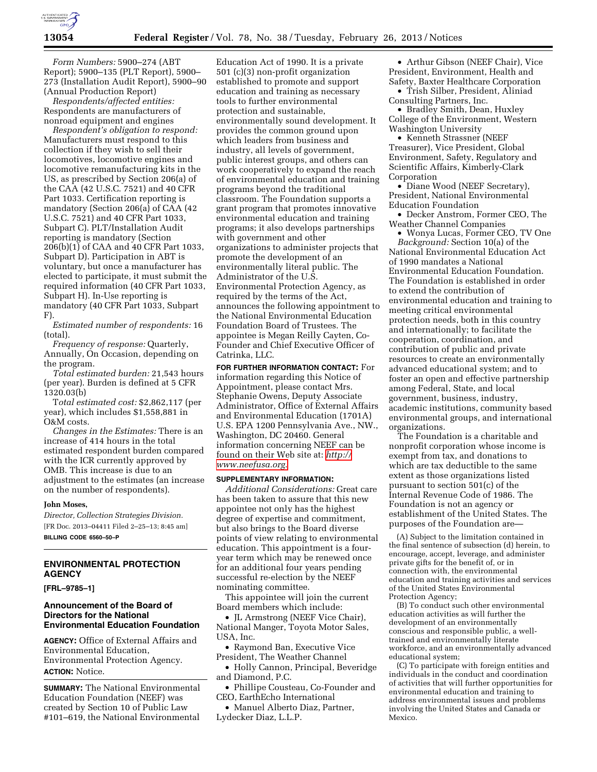*Form Numbers:* 5900–274 (ABT Report); 5900–135 (PLT Report), 5900–273 (Installation Audit Report), 5900–90 (Annual Production Report)

*Respondents/affected entities:* Respondents are manufacturers of nonroad equipment and engines

*Respondent's obligation to respond:* Manufacturers must respond to this collection if they wish to sell their locomotives, locomotive engines and locomotive remanufacturing kits in the US, as prescribed by Section 206(a) of the CAA (42 U.S.C. 7521) and 40 CFR Part 1033. Certification reporting is mandatory (Section 206(a) of CAA (42 U.S.C. 7521) and 40 CFR Part 1033, Subpart C). PLT/Installation Audit reporting is mandatory (Section 206(b)(1) of CAA and 40 CFR Part 1033, Subpart D). Participation in ABT is voluntary, but once a manufacturer has elected to participate, it must submit the required information (40 CFR Part 1033, Subpart H). In-Use reporting is mandatory (40 CFR Part 1033, Subpart F).

*Estimated number of respondents:* 16 (total).

*Frequency of response:* Quarterly, Annually, On Occasion, depending on the program.

*Total estimated burden:* 21,543 hours (per year). Burden is defined at 5 CFR 1320.03(b)

*Total estimated cost:* $2,862,117 (per year), which includes $1,558,881 in O&M costs.

*Changes in the Estimates:* There is an increase of 414 hours in the total estimated respondent burden compared with the ICR currently approved by OMB. This increase is due to an adjustment to the estimates (an increase on the number of respondents).

**John Moses,**

*Director, Collection Strategies Division.*

[FR Doc. 2013–04411 Filed 2–25–13; 8:45 am]

**BILLING CODE 6560–50–P**

---

## ENVIRONMENTAL PROTECTION AGENCY

**[FRL–9785–1]**

### Announcement of the Board of Directors for the National Environmental Education Foundation

**AGENCY:** Office of External Affairs and Environmental Education, Environmental Protection Agency.

**ACTION:** Notice.

**SUMMARY:** The National Environmental Education Foundation (NEEF) was created by Section 10 of Public Law #101–619, the National Environmental Education Act of 1990. It is a private 501 (c)(3) non-profit organization established to promote and support education and training as necessary tools to further environmental protection and sustainable, environmentally sound development. It provides the common ground upon which leaders from business and industry, all levels of government, public interest groups, and others can work cooperatively to expand the reach of environmental education and training programs beyond the traditional classroom. The Foundation supports a grant program that promotes innovative environmental education and training programs; it also develops partnerships with government and other organizations to administer projects that promote the development of an environmentally literal public. The Administrator of the U.S. Environmental Protection Agency, as required by the terms of the Act, announces the following appointment to the National Environmental Education Foundation Board of Trustees. The appointee is Megan Reilly Cayten, Co-Founder and Chief Executive Officer of Catrinka, LLC.

**FOR FURTHER INFORMATION CONTACT:** For information regarding this Notice of Appointment, please contact Mrs. Stephanie Owens, Deputy Associate Administrator, Office of External Affairs and Environmental Education (1701A) U.S. EPA 1200 Pennsylvania Ave., NW., Washington, DC 20460. General information concerning NEEF can be found on their Web site at: *http://www.neefusa.org.*

**SUPPLEMENTARY INFORMATION:**

*Additional Considerations:* Great care has been taken to assure that this new appointee not only has the highest degree of expertise and commitment, but also brings to the Board diverse points of view relating to environmental education. This appointment is a four-year term which may be renewed once for an additional four years pending successful re-election by the NEEF nominating committee.

This appointee will join the current Board members which include:

- JL Armstrong (NEEF Vice Chair), National Manger, Toyota Motor Sales, USA, Inc.
- Raymond Ban, Executive Vice President, The Weather Channel
- Holly Cannon, Principal, Beveridge and Diamond, P.C.
- Phillipe Cousteau, Co-Founder and CEO, EarthEcho International
- Manuel Alberto Diaz, Partner, Lydecker Diaz, L.L.P.
- Arthur Gibson (NEEF Chair), Vice President, Environment, Health and Safety, Baxter Healthcare Corporation
- Trish Silber, President, Aliniad Consulting Partners, Inc.
- Bradley Smith, Dean, Huxley College of the Environment, Western Washington University
- Kenneth Strassner (NEEF Treasurer), Vice President, Global Environment, Safety, Regulatory and Scientific Affairs, Kimberly-Clark Corporation
- Diane Wood (NEEF Secretary), President, National Environmental Education Foundation
- Decker Anstrom, Former CEO, The Weather Channel Companies
- Wonya Lucas, Former CEO, TV One

*Background:* Section 10(a) of the National Environmental Education Act of 1990 mandates a National Environmental Education Foundation. The Foundation is established in order to extend the contribution of environmental education and training to meeting critical environmental protection needs, both in this country and internationally; to facilitate the cooperation, coordination, and contribution of public and private resources to create an environmentally advanced educational system; and to foster an open and effective partnership among Federal, State, and local government, business, industry, academic institutions, community based environmental groups, and international organizations.

The Foundation is a charitable and nonprofit corporation whose income is exempt from tax, and donations to which are tax deductible to the same extent as those organizations listed pursuant to section 501(c) of the Internal Revenue Code of 1986. The Foundation is not an agency or establishment of the United States. The purposes of the Foundation are—

(A) Subject to the limitation contained in the final sentence of subsection (d) herein, to encourage, accept, leverage, and administer private gifts for the benefit of, or in connection with, the environmental education and training activities and services of the United States Environmental Protection Agency;

(B) To conduct such other environmental education activities as will further the development of an environmentally conscious and responsible public, a well-trained and environmentally literate workforce, and an environmentally advanced educational system;

(C) To participate with foreign entities and individuals in the conduct and coordination of activities that will further opportunities for environmental education and training to address environmental issues and problems involving the United States and Canada or Mexico.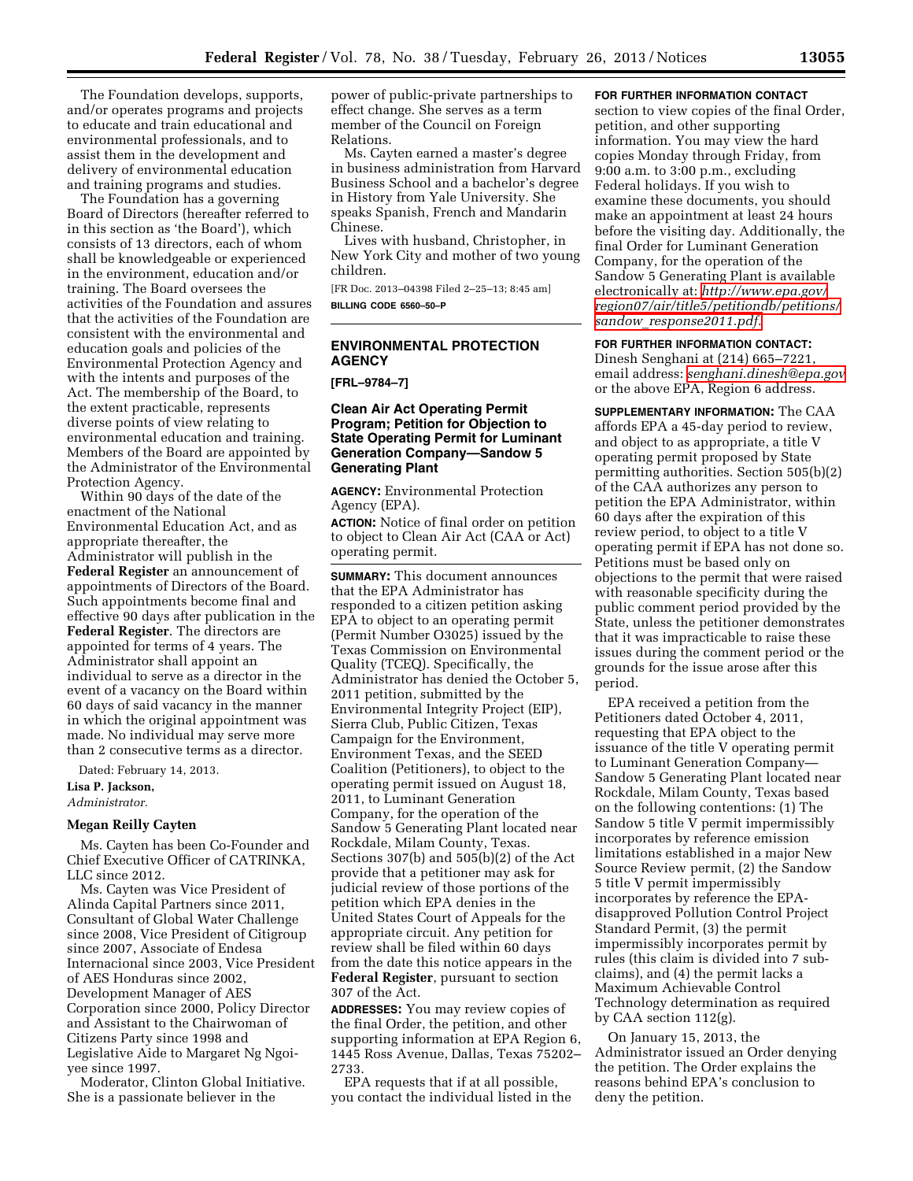The Foundation develops, supports, and/or operates programs and projects to educate and train educational and environmental professionals, and to assist them in the development and delivery of environmental education and training programs and studies.

The Foundation has a governing Board of Directors (hereafter referred to in this section as 'the Board'), which consists of 13 directors, each of whom shall be knowledgeable or experienced in the environment, education and/or training. The Board oversees the activities of the Foundation and assures that the activities of the Foundation are consistent with the environmental and education goals and policies of the Environmental Protection Agency and with the intents and purposes of the Act. The membership of the Board, to the extent practicable, represents diverse points of view relating to environmental education and training. Members of the Board are appointed by the Administrator of the Environmental Protection Agency.

Within 90 days of the date of the enactment of the National Environmental Education Act, and as appropriate thereafter, the Administrator will publish in the **Federal Register** an announcement of appointments of Directors of the Board. Such appointments become final and effective 90 days after publication in the **Federal Register**. The directors are appointed for terms of 4 years. The Administrator shall appoint an individual to serve as a director in the event of a vacancy on the Board within 60 days of said vacancy in the manner in which the original appointment was made. No individual may serve more than 2 consecutive terms as a director.

Dated: February 14, 2013.

**Lisa P. Jackson,**

*Administrator.*

**Megan Reilly Cayten**

Ms. Cayten has been Co-Founder and Chief Executive Officer of CATRINKA, LLC since 2012.

Ms. Cayten was Vice President of Alinda Capital Partners since 2011, Consultant of Global Water Challenge since 2008, Vice President of Citigroup since 2007, Associate of Endesa Internacional since 2003, Vice President of AES Honduras since 2002, Development Manager of AES Corporation since 2000, Policy Director and Assistant to the Chairwoman of Citizens Party since 1998 and Legislative Aide to Margaret Ng Ngoi-yee since 1997.

Moderator, Clinton Global Initiative. She is a passionate believer in the power of public-private partnerships to effect change. She serves as a term member of the Council on Foreign Relations.

Ms. Cayten earned a master's degree in business administration from Harvard Business School and a bachelor's degree in History from Yale University. She speaks Spanish, French and Mandarin Chinese.

Lives with husband, Christopher, in New York City and mother of two young children.

[FR Doc. 2013–04398 Filed 2–25–13; 8:45 am]

**BILLING CODE 6560–50–P**

## ENVIRONMENTAL PROTECTION AGENCY

**[FRL–9784–7]**

### Clean Air Act Operating Permit Program; Petition for Objection to State Operating Permit for Luminant Generation Company—Sandow 5 Generating Plant

**AGENCY:** Environmental Protection Agency (EPA).

**ACTION:** Notice of final order on petition to object to Clean Air Act (CAA or Act) operating permit.

**SUMMARY:** This document announces that the EPA Administrator has responded to a citizen petition asking EPA to object to an operating permit (Permit Number O3025) issued by the Texas Commission on Environmental Quality (TCEQ). Specifically, the Administrator has denied the October 5, 2011 petition, submitted by the Environmental Integrity Project (EIP), Sierra Club, Public Citizen, Texas Campaign for the Environment, Environment Texas, and the SEED Coalition (Petitioners), to object to the operating permit issued on August 18, 2011, to Luminant Generation Company, for the operation of the Sandow 5 Generating Plant located near Rockdale, Milam County, Texas. Sections 307(b) and 505(b)(2) of the Act provide that a petitioner may ask for judicial review of those portions of the petition which EPA denies in the United States Court of Appeals for the appropriate circuit. Any petition for review shall be filed within 60 days from the date this notice appears in the **Federal Register**, pursuant to section 307 of the Act.

**ADDRESSES:** You may review copies of the final Order, the petition, and other supporting information at EPA Region 6, 1445 Ross Avenue, Dallas, Texas 75202–2733.

EPA requests that if at all possible, you contact the individual listed in the **FOR FURTHER INFORMATION CONTACT** section to view copies of the final Order, petition, and other supporting information. You may view the hard copies Monday through Friday, from 9:00 a.m. to 3:00 p.m., excluding Federal holidays. If you wish to examine these documents, you should make an appointment at least 24 hours before the visiting day. Additionally, the final Order for Luminant Generation Company, for the operation of the Sandow 5 Generating Plant is available electronically at: *http://www.epa.gov/region07/air/title5/petitiondb/petitions/sandow_response2011.pdf.*

**FOR FURTHER INFORMATION CONTACT:** Dinesh Senghani at (214) 665–7221, email address: *senghani.dinesh@epa.gov* or the above EPA, Region 6 address.

**SUPPLEMENTARY INFORMATION:** The CAA affords EPA a 45-day period to review, and object to as appropriate, a title V operating permit proposed by State permitting authorities. Section 505(b)(2) of the CAA authorizes any person to petition the EPA Administrator, within 60 days after the expiration of this review period, to object to a title V operating permit if EPA has not done so. Petitions must be based only on objections to the permit that were raised with reasonable specificity during the public comment period provided by the State, unless the petitioner demonstrates that it was impracticable to raise these issues during the comment period or the grounds for the issue arose after this period.

EPA received a petition from the Petitioners dated October 4, 2011, requesting that EPA object to the issuance of the title V operating permit to Luminant Generation Company—Sandow 5 Generating Plant located near Rockdale, Milam County, Texas based on the following contentions: (1) The Sandow 5 title V permit impermissibly incorporates by reference emission limitations established in a major New Source Review permit, (2) the Sandow 5 title V permit impermissibly incorporates by reference the EPA-disapproved Pollution Control Project Standard Permit, (3) the permit impermissibly incorporates permit by rules (this claim is divided into 7 sub-claims), and (4) the permit lacks a Maximum Achievable Control Technology determination as required by CAA section 112(g).

On January 15, 2013, the Administrator issued an Order denying the petition. The Order explains the reasons behind EPA's conclusion to deny the petition.